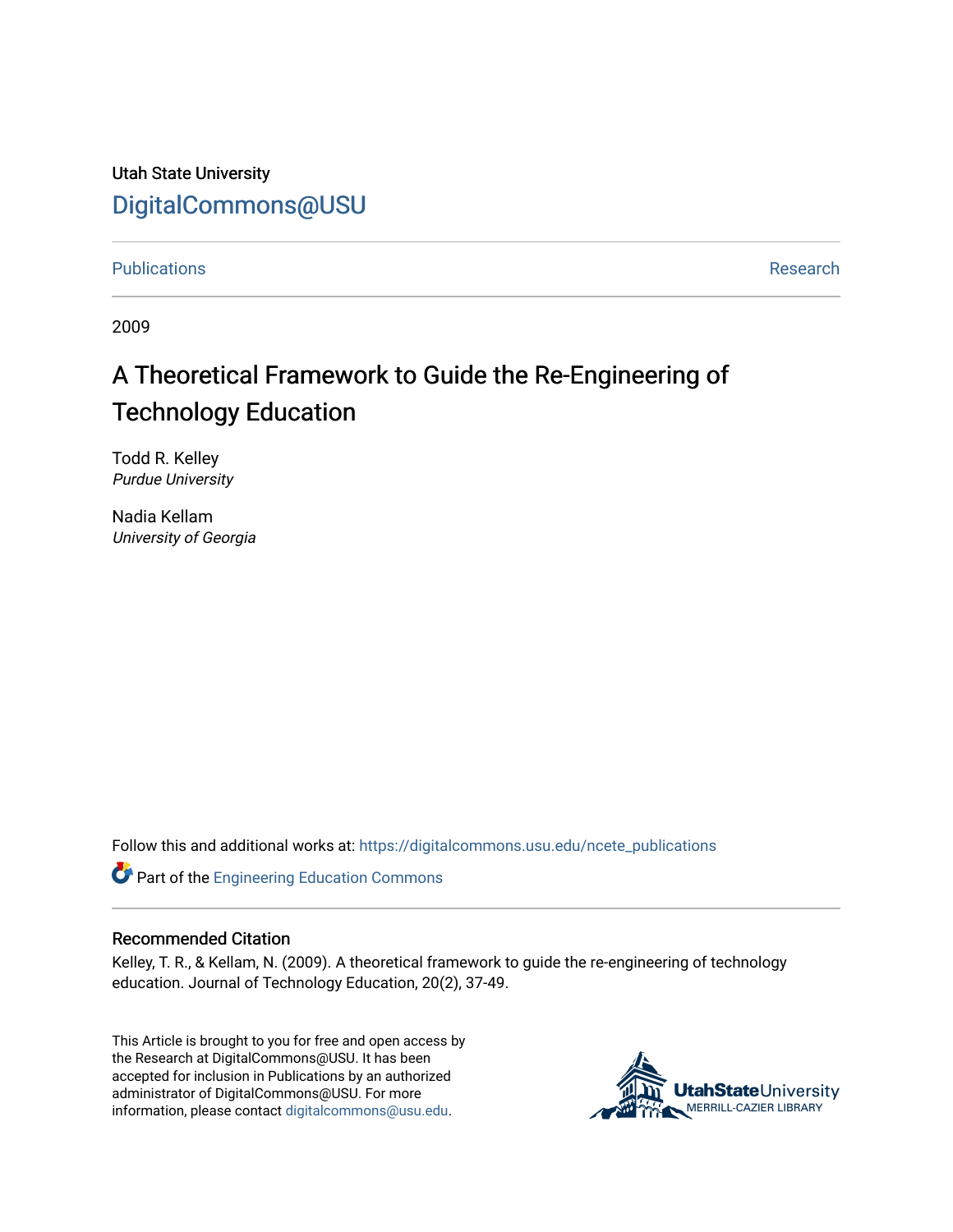Utah State University

DigitalCommons@USU

Publications | Research

2009

# A Theoretical Framework to Guide the Re-Engineering of Technology Education

Todd R. Kelley
*Purdue University*

Nadia Kellam
*University of Georgia*

Follow this and additional works at: https://digitalcommons.usu.edu/ncete_publications

Part of the Engineering Education Commons

## Recommended Citation

Kelley, T. R., & Kellam, N. (2009). A theoretical framework to guide the re-engineering of technology education. Journal of Technology Education, 20(2), 37-49.

This Article is brought to you for free and open access by the Research at DigitalCommons@USU. It has been accepted for inclusion in Publications by an authorized administrator of DigitalCommons@USU. For more information, please contact digitalcommons@usu.edu.

UtahStateUniversity MERRILL-CAZIER LIBRARY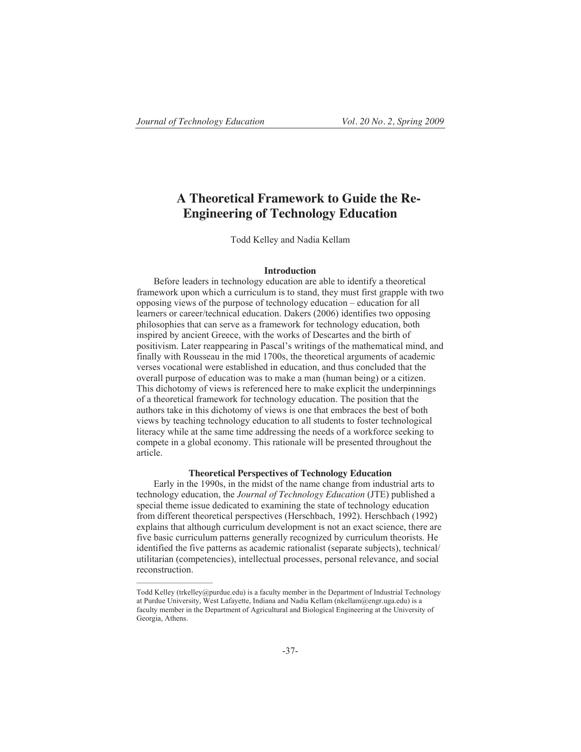# A Theoretical Framework to Guide the Re-Engineering of Technology Education

Todd Kelley and Nadia Kellam

## Introduction

Before leaders in technology education are able to identify a theoretical framework upon which a curriculum is to stand, they must first grapple with two opposing views of the purpose of technology education – education for all learners or career/technical education. Dakers (2006) identifies two opposing philosophies that can serve as a framework for technology education, both inspired by ancient Greece, with the works of Descartes and the birth of positivism. Later reappearing in Pascal's writings of the mathematical mind, and finally with Rousseau in the mid 1700s, the theoretical arguments of academic verses vocational were established in education, and thus concluded that the overall purpose of education was to make a man (human being) or a citizen. This dichotomy of views is referenced here to make explicit the underpinnings of a theoretical framework for technology education. The position that the authors take in this dichotomy of views is one that embraces the best of both views by teaching technology education to all students to foster technological literacy while at the same time addressing the needs of a workforce seeking to compete in a global economy. This rationale will be presented throughout the article.

## Theoretical Perspectives of Technology Education

Early in the 1990s, in the midst of the name change from industrial arts to technology education, the *Journal of Technology Education* (JTE) published a special theme issue dedicated to examining the state of technology education from different theoretical perspectives (Herschbach, 1992). Herschbach (1992) explains that although curriculum development is not an exact science, there are five basic curriculum patterns generally recognized by curriculum theorists. He identified the five patterns as academic rationalist (separate subjects), technical/utilitarian (competencies), intellectual processes, personal relevance, and social reconstruction.

---

Todd Kelley (trkelley@purdue.edu) is a faculty member in the Department of Industrial Technology at Purdue University, West Lafayette, Indiana and Nadia Kellam (nkellam@engr.uga.edu) is a faculty member in the Department of Agricultural and Biological Engineering at the University of Georgia, Athens.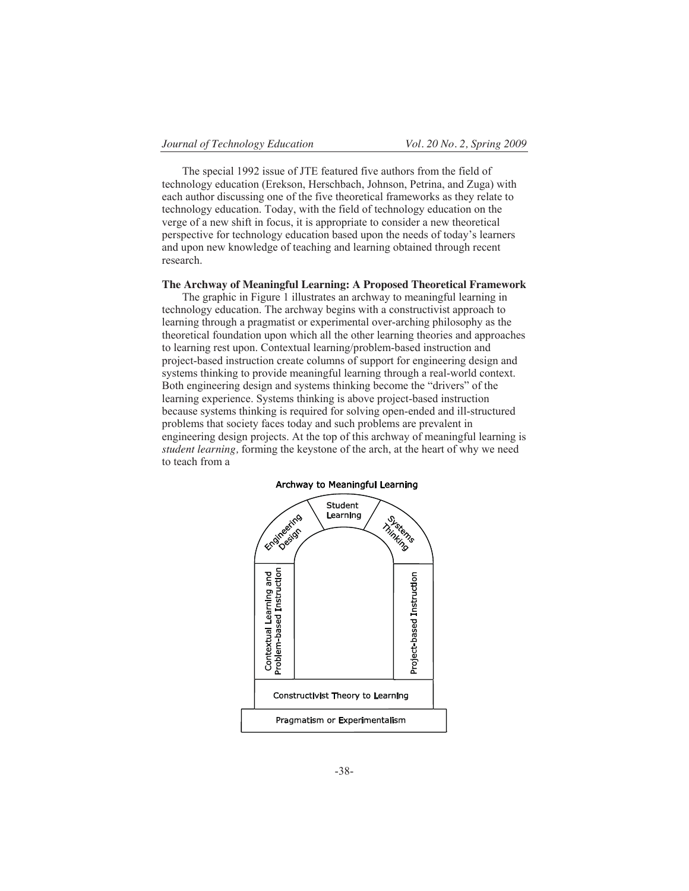The special 1992 issue of JTE featured five authors from the field of technology education (Erekson, Herschbach, Johnson, Petrina, and Zuga) with each author discussing one of the five theoretical frameworks as they relate to technology education. Today, with the field of technology education on the verge of a new shift in focus, it is appropriate to consider a new theoretical perspective for technology education based upon the needs of today's learners and upon new knowledge of teaching and learning obtained through recent research.

**The Archway of Meaningful Learning: A Proposed Theoretical Framework**

The graphic in Figure 1 illustrates an archway to meaningful learning in technology education. The archway begins with a constructivist approach to learning through a pragmatist or experimental over-arching philosophy as the theoretical foundation upon which all the other learning theories and approaches to learning rest upon. Contextual learning/problem-based instruction and project-based instruction create columns of support for engineering design and systems thinking to provide meaningful learning through a real-world context. Both engineering design and systems thinking become the "drivers" of the learning experience. Systems thinking is above project-based instruction because systems thinking is required for solving open-ended and ill-structured problems that society faces today and such problems are prevalent in engineering design projects. At the top of this archway of meaningful learning is *student learning,* forming the keystone of the arch, at the heart of why we need to teach from a

Archway to Meaningful Learning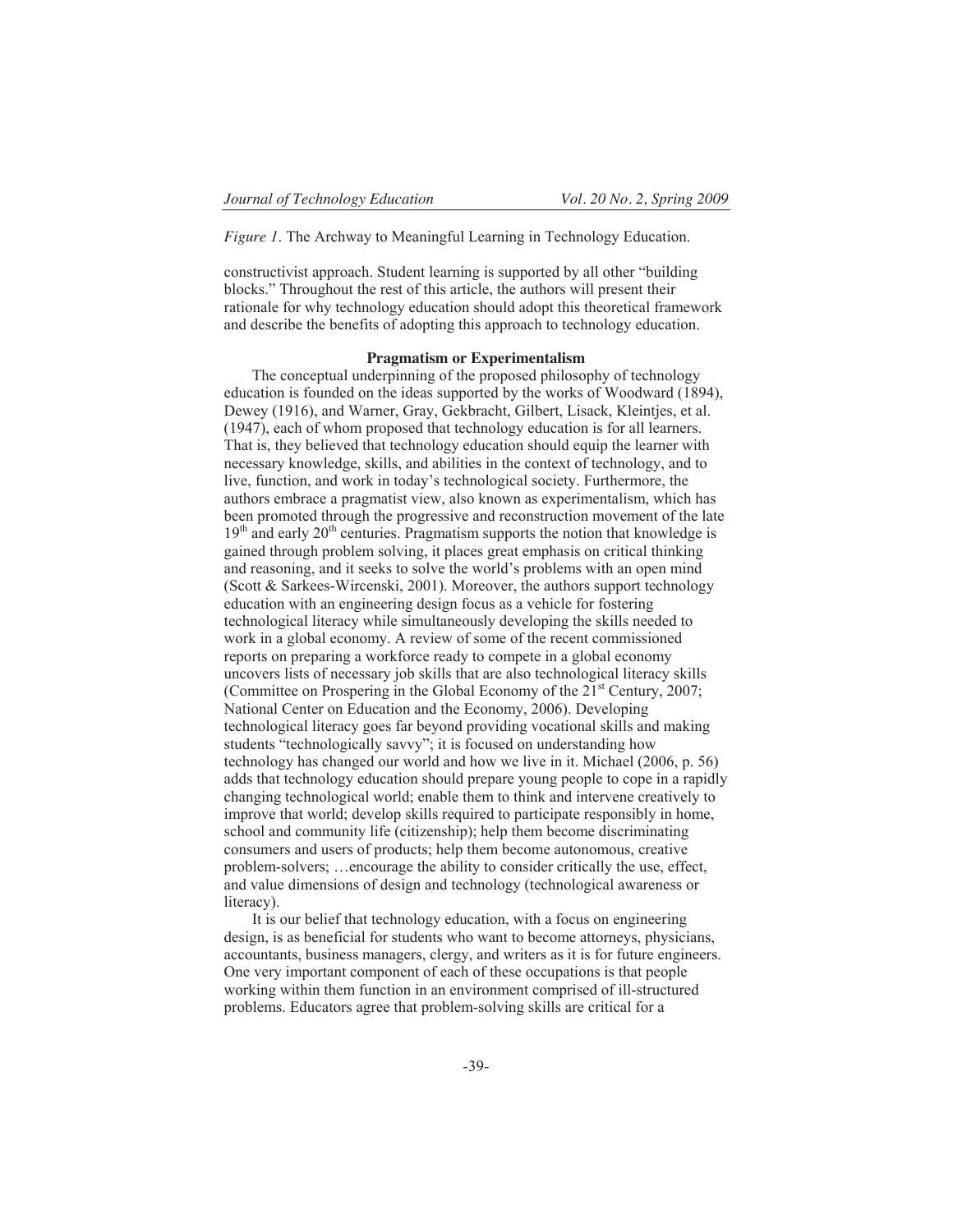*Figure 1*. The Archway to Meaningful Learning in Technology Education.

constructivist approach. Student learning is supported by all other "building blocks." Throughout the rest of this article, the authors will present their rationale for why technology education should adopt this theoretical framework and describe the benefits of adopting this approach to technology education.

## Pragmatism or Experimentalism

The conceptual underpinning of the proposed philosophy of technology education is founded on the ideas supported by the works of Woodward (1894), Dewey (1916), and Warner, Gray, Gekbracht, Gilbert, Lisack, Kleintjes, et al. (1947), each of whom proposed that technology education is for all learners. That is, they believed that technology education should equip the learner with necessary knowledge, skills, and abilities in the context of technology, and to live, function, and work in today's technological society. Furthermore, the authors embrace a pragmatist view, also known as experimentalism, which has been promoted through the progressive and reconstruction movement of the late 19th and early 20th centuries. Pragmatism supports the notion that knowledge is gained through problem solving, it places great emphasis on critical thinking and reasoning, and it seeks to solve the world's problems with an open mind (Scott & Sarkees-Wircenski, 2001). Moreover, the authors support technology education with an engineering design focus as a vehicle for fostering technological literacy while simultaneously developing the skills needed to work in a global economy. A review of some of the recent commissioned reports on preparing a workforce ready to compete in a global economy uncovers lists of necessary job skills that are also technological literacy skills (Committee on Prospering in the Global Economy of the 21st Century, 2007; National Center on Education and the Economy, 2006). Developing technological literacy goes far beyond providing vocational skills and making students "technologically savvy"; it is focused on understanding how technology has changed our world and how we live in it. Michael (2006, p. 56) adds that technology education should prepare young people to cope in a rapidly changing technological world; enable them to think and intervene creatively to improve that world; develop skills required to participate responsibly in home, school and community life (citizenship); help them become discriminating consumers and users of products; help them become autonomous, creative problem-solvers; …encourage the ability to consider critically the use, effect, and value dimensions of design and technology (technological awareness or literacy).

It is our belief that technology education, with a focus on engineering design, is as beneficial for students who want to become attorneys, physicians, accountants, business managers, clergy, and writers as it is for future engineers. One very important component of each of these occupations is that people working within them function in an environment comprised of ill-structured problems. Educators agree that problem-solving skills are critical for a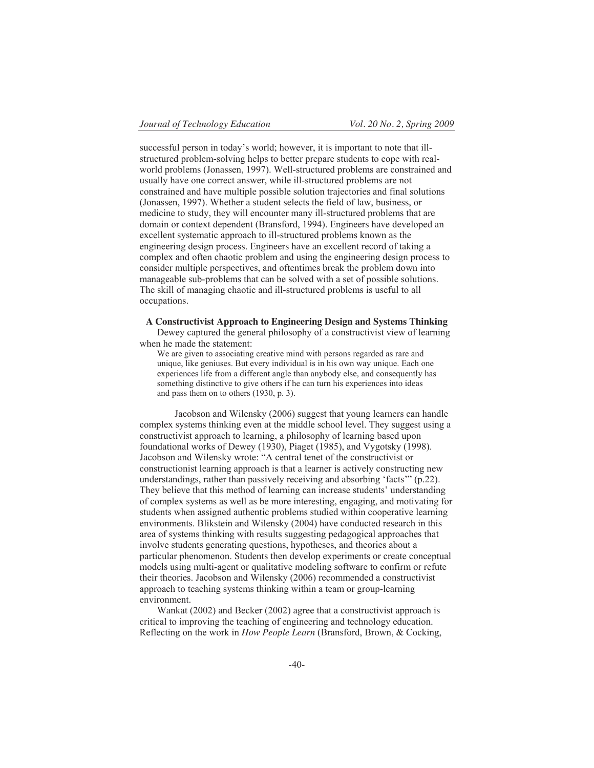successful person in today's world; however, it is important to note that ill-structured problem-solving helps to better prepare students to cope with real-world problems (Jonassen, 1997). Well-structured problems are constrained and usually have one correct answer, while ill-structured problems are not constrained and have multiple possible solution trajectories and final solutions (Jonassen, 1997). Whether a student selects the field of law, business, or medicine to study, they will encounter many ill-structured problems that are domain or context dependent (Bransford, 1994). Engineers have developed an excellent systematic approach to ill-structured problems known as the engineering design process. Engineers have an excellent record of taking a complex and often chaotic problem and using the engineering design process to consider multiple perspectives, and oftentimes break the problem down into manageable sub-problems that can be solved with a set of possible solutions. The skill of managing chaotic and ill-structured problems is useful to all occupations.

### A Constructivist Approach to Engineering Design and Systems Thinking

Dewey captured the general philosophy of a constructivist view of learning when he made the statement:

> We are given to associating creative mind with persons regarded as rare and unique, like geniuses. But every individual is in his own way unique. Each one experiences life from a different angle than anybody else, and consequently has something distinctive to give others if he can turn his experiences into ideas and pass them on to others (1930, p. 3).

Jacobson and Wilensky (2006) suggest that young learners can handle complex systems thinking even at the middle school level. They suggest using a constructivist approach to learning, a philosophy of learning based upon foundational works of Dewey (1930), Piaget (1985), and Vygotsky (1998). Jacobson and Wilensky wrote: "A central tenet of the constructivist or constructionist learning approach is that a learner is actively constructing new understandings, rather than passively receiving and absorbing 'facts'" (p.22). They believe that this method of learning can increase students' understanding of complex systems as well as be more interesting, engaging, and motivating for students when assigned authentic problems studied within cooperative learning environments. Blikstein and Wilensky (2004) have conducted research in this area of systems thinking with results suggesting pedagogical approaches that involve students generating questions, hypotheses, and theories about a particular phenomenon. Students then develop experiments or create conceptual models using multi-agent or qualitative modeling software to confirm or refute their theories. Jacobson and Wilensky (2006) recommended a constructivist approach to teaching systems thinking within a team or group-learning environment.

Wankat (2002) and Becker (2002) agree that a constructivist approach is critical to improving the teaching of engineering and technology education. Reflecting on the work in *How People Learn* (Bransford, Brown, & Cocking,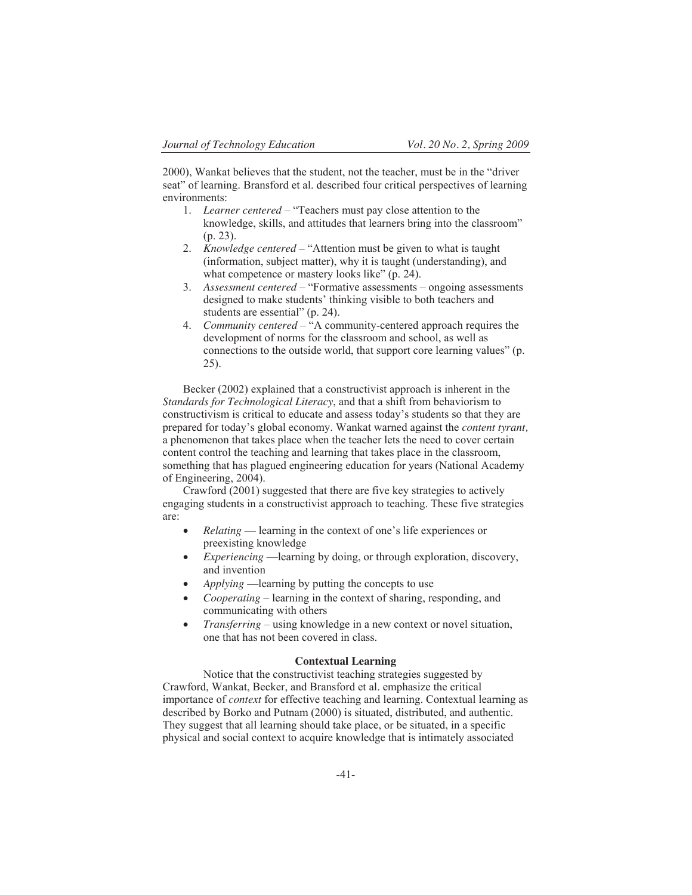2000), Wankat believes that the student, not the teacher, must be in the "driver seat" of learning. Bransford et al. described four critical perspectives of learning environments:

1. *Learner centered* – "Teachers must pay close attention to the knowledge, skills, and attitudes that learners bring into the classroom" (p. 23).
2. *Knowledge centered* – "Attention must be given to what is taught (information, subject matter), why it is taught (understanding), and what competence or mastery looks like" (p. 24).
3. *Assessment centered* – "Formative assessments – ongoing assessments designed to make students' thinking visible to both teachers and students are essential" (p. 24).
4. *Community centered* – "A community-centered approach requires the development of norms for the classroom and school, as well as connections to the outside world, that support core learning values" (p. 25).

Becker (2002) explained that a constructivist approach is inherent in the *Standards for Technological Literacy*, and that a shift from behaviorism to constructivism is critical to educate and assess today's students so that they are prepared for today's global economy. Wankat warned against the *content tyrant,* a phenomenon that takes place when the teacher lets the need to cover certain content control the teaching and learning that takes place in the classroom, something that has plagued engineering education for years (National Academy of Engineering, 2004).

Crawford (2001) suggested that there are five key strategies to actively engaging students in a constructivist approach to teaching. These five strategies are:

- *Relating* — learning in the context of one's life experiences or preexisting knowledge
- *Experiencing* —learning by doing, or through exploration, discovery, and invention
- *Applying* —learning by putting the concepts to use
- *Cooperating* – learning in the context of sharing, responding, and communicating with others
- *Transferring* – using knowledge in a new context or novel situation, one that has not been covered in class.

### Contextual Learning

Notice that the constructivist teaching strategies suggested by Crawford, Wankat, Becker, and Bransford et al. emphasize the critical importance of *context* for effective teaching and learning. Contextual learning as described by Borko and Putnam (2000) is situated, distributed, and authentic. They suggest that all learning should take place, or be situated, in a specific physical and social context to acquire knowledge that is intimately associated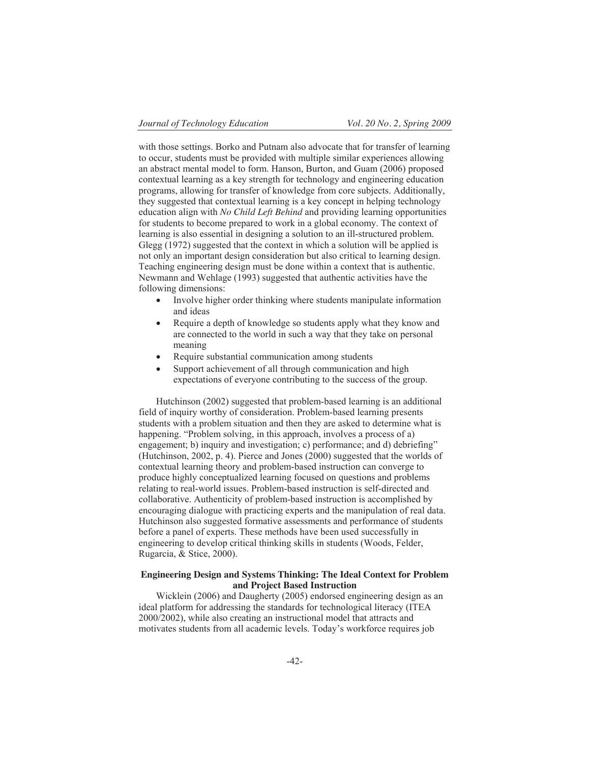with those settings. Borko and Putnam also advocate that for transfer of learning to occur, students must be provided with multiple similar experiences allowing an abstract mental model to form. Hanson, Burton, and Guam (2006) proposed contextual learning as a key strength for technology and engineering education programs, allowing for transfer of knowledge from core subjects. Additionally, they suggested that contextual learning is a key concept in helping technology education align with *No Child Left Behind* and providing learning opportunities for students to become prepared to work in a global economy. The context of learning is also essential in designing a solution to an ill-structured problem. Glegg (1972) suggested that the context in which a solution will be applied is not only an important design consideration but also critical to learning design. Teaching engineering design must be done within a context that is authentic. Newmann and Wehlage (1993) suggested that authentic activities have the following dimensions:

- Involve higher order thinking where students manipulate information and ideas
- Require a depth of knowledge so students apply what they know and are connected to the world in such a way that they take on personal meaning
- Require substantial communication among students
- Support achievement of all through communication and high expectations of everyone contributing to the success of the group.

Hutchinson (2002) suggested that problem-based learning is an additional field of inquiry worthy of consideration. Problem-based learning presents students with a problem situation and then they are asked to determine what is happening. "Problem solving, in this approach, involves a process of a) engagement; b) inquiry and investigation; c) performance; and d) debriefing" (Hutchinson, 2002, p. 4). Pierce and Jones (2000) suggested that the worlds of contextual learning theory and problem-based instruction can converge to produce highly conceptualized learning focused on questions and problems relating to real-world issues. Problem-based instruction is self-directed and collaborative. Authenticity of problem-based instruction is accomplished by encouraging dialogue with practicing experts and the manipulation of real data. Hutchinson also suggested formative assessments and performance of students before a panel of experts. These methods have been used successfully in engineering to develop critical thinking skills in students (Woods, Felder, Rugarcia, & Stice, 2000).

**Engineering Design and Systems Thinking: The Ideal Context for Problem and Project Based Instruction**

Wicklein (2006) and Daugherty (2005) endorsed engineering design as an ideal platform for addressing the standards for technological literacy (ITEA 2000/2002), while also creating an instructional model that attracts and motivates students from all academic levels. Today's workforce requires job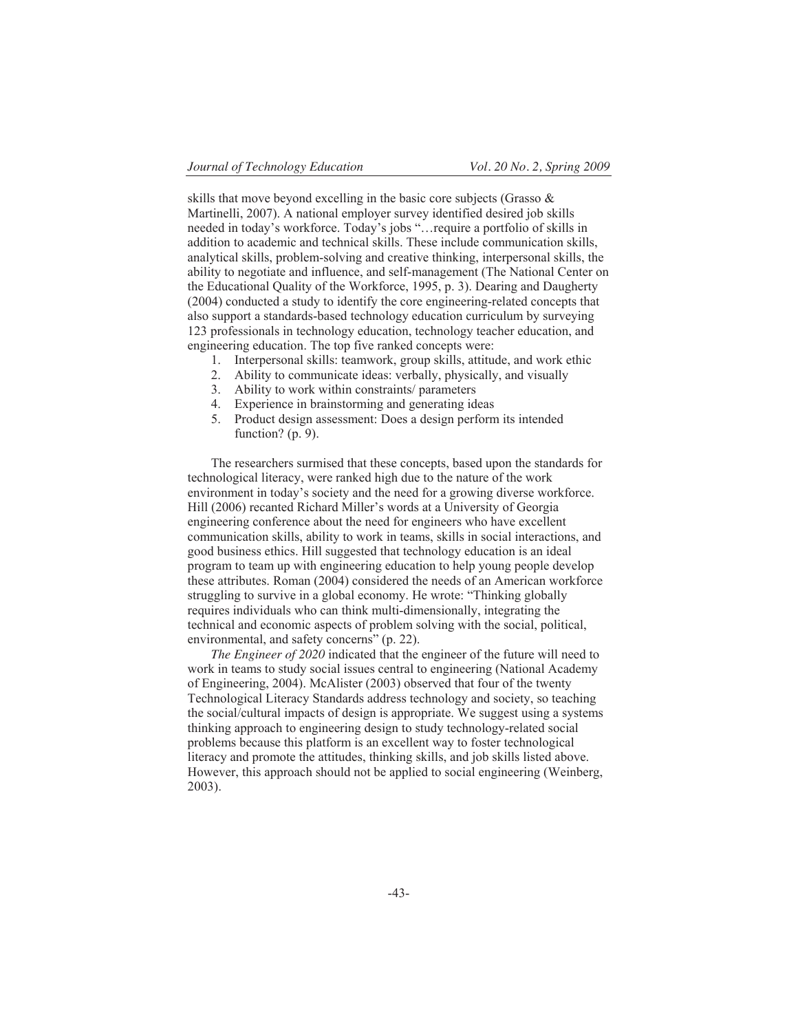skills that move beyond excelling in the basic core subjects (Grasso & Martinelli, 2007). A national employer survey identified desired job skills needed in today's workforce. Today's jobs "…require a portfolio of skills in addition to academic and technical skills. These include communication skills, analytical skills, problem-solving and creative thinking, interpersonal skills, the ability to negotiate and influence, and self-management (The National Center on the Educational Quality of the Workforce, 1995, p. 3). Dearing and Daugherty (2004) conducted a study to identify the core engineering-related concepts that also support a standards-based technology education curriculum by surveying 123 professionals in technology education, technology teacher education, and engineering education. The top five ranked concepts were:

1. Interpersonal skills: teamwork, group skills, attitude, and work ethic
2. Ability to communicate ideas: verbally, physically, and visually
3. Ability to work within constraints/ parameters
4. Experience in brainstorming and generating ideas
5. Product design assessment: Does a design perform its intended function? (p. 9).

The researchers surmised that these concepts, based upon the standards for technological literacy, were ranked high due to the nature of the work environment in today's society and the need for a growing diverse workforce. Hill (2006) recanted Richard Miller's words at a University of Georgia engineering conference about the need for engineers who have excellent communication skills, ability to work in teams, skills in social interactions, and good business ethics. Hill suggested that technology education is an ideal program to team up with engineering education to help young people develop these attributes. Roman (2004) considered the needs of an American workforce struggling to survive in a global economy. He wrote: "Thinking globally requires individuals who can think multi-dimensionally, integrating the technical and economic aspects of problem solving with the social, political, environmental, and safety concerns" (p. 22).

*The Engineer of 2020* indicated that the engineer of the future will need to work in teams to study social issues central to engineering (National Academy of Engineering, 2004). McAlister (2003) observed that four of the twenty Technological Literacy Standards address technology and society, so teaching the social/cultural impacts of design is appropriate. We suggest using a systems thinking approach to engineering design to study technology-related social problems because this platform is an excellent way to foster technological literacy and promote the attitudes, thinking skills, and job skills listed above. However, this approach should not be applied to social engineering (Weinberg, 2003).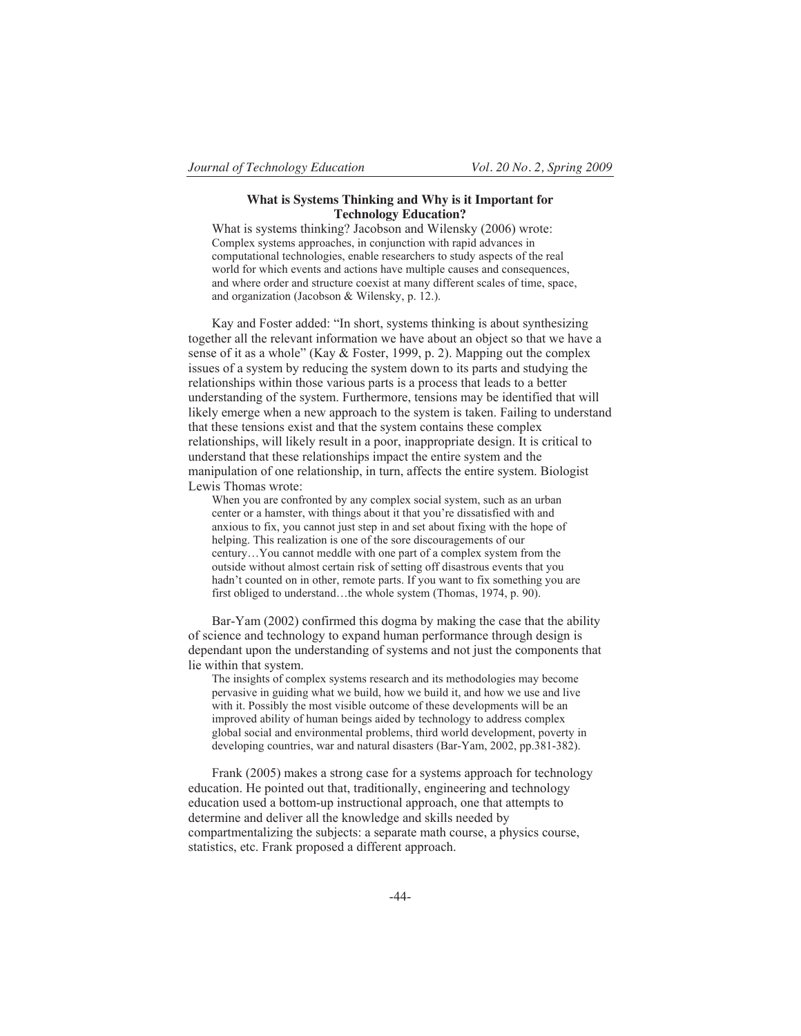### What is Systems Thinking and Why is it Important for Technology Education?

What is systems thinking? Jacobson and Wilensky (2006) wrote:

> Complex systems approaches, in conjunction with rapid advances in computational technologies, enable researchers to study aspects of the real world for which events and actions have multiple causes and consequences, and where order and structure coexist at many different scales of time, space, and organization (Jacobson & Wilensky, p. 12.).

Kay and Foster added: "In short, systems thinking is about synthesizing together all the relevant information we have about an object so that we have a sense of it as a whole" (Kay & Foster, 1999, p. 2). Mapping out the complex issues of a system by reducing the system down to its parts and studying the relationships within those various parts is a process that leads to a better understanding of the system. Furthermore, tensions may be identified that will likely emerge when a new approach to the system is taken. Failing to understand that these tensions exist and that the system contains these complex relationships, will likely result in a poor, inappropriate design. It is critical to understand that these relationships impact the entire system and the manipulation of one relationship, in turn, affects the entire system. Biologist Lewis Thomas wrote:

> When you are confronted by any complex social system, such as an urban center or a hamster, with things about it that you're dissatisfied with and anxious to fix, you cannot just step in and set about fixing with the hope of helping. This realization is one of the sore discouragements of our century…You cannot meddle with one part of a complex system from the outside without almost certain risk of setting off disastrous events that you hadn't counted on in other, remote parts. If you want to fix something you are first obliged to understand…the whole system (Thomas, 1974, p. 90).

Bar-Yam (2002) confirmed this dogma by making the case that the ability of science and technology to expand human performance through design is dependant upon the understanding of systems and not just the components that lie within that system.

> The insights of complex systems research and its methodologies may become pervasive in guiding what we build, how we build it, and how we use and live with it. Possibly the most visible outcome of these developments will be an improved ability of human beings aided by technology to address complex global social and environmental problems, third world development, poverty in developing countries, war and natural disasters (Bar-Yam, 2002, pp.381-382).

Frank (2005) makes a strong case for a systems approach for technology education. He pointed out that, traditionally, engineering and technology education used a bottom-up instructional approach, one that attempts to determine and deliver all the knowledge and skills needed by compartmentalizing the subjects: a separate math course, a physics course, statistics, etc. Frank proposed a different approach.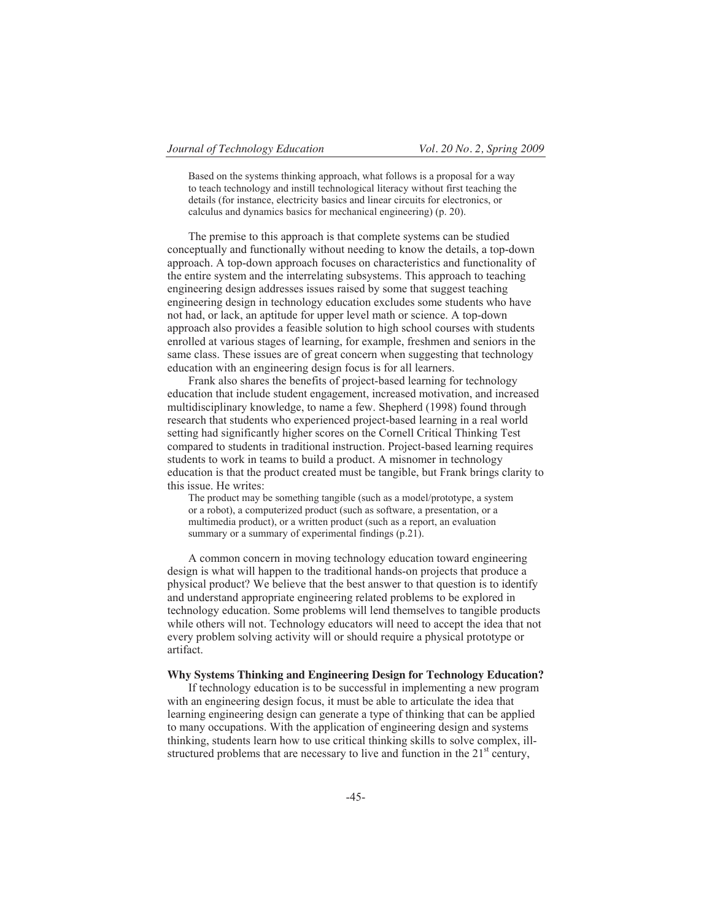> Based on the systems thinking approach, what follows is a proposal for a way to teach technology and instill technological literacy without first teaching the details (for instance, electricity basics and linear circuits for electronics, or calculus and dynamics basics for mechanical engineering) (p. 20).

The premise to this approach is that complete systems can be studied conceptually and functionally without needing to know the details, a top-down approach. A top-down approach focuses on characteristics and functionality of the entire system and the interrelating subsystems. This approach to teaching engineering design addresses issues raised by some that suggest teaching engineering design in technology education excludes some students who have not had, or lack, an aptitude for upper level math or science. A top-down approach also provides a feasible solution to high school courses with students enrolled at various stages of learning, for example, freshmen and seniors in the same class. These issues are of great concern when suggesting that technology education with an engineering design focus is for all learners.

Frank also shares the benefits of project-based learning for technology education that include student engagement, increased motivation, and increased multidisciplinary knowledge, to name a few. Shepherd (1998) found through research that students who experienced project-based learning in a real world setting had significantly higher scores on the Cornell Critical Thinking Test compared to students in traditional instruction. Project-based learning requires students to work in teams to build a product. A misnomer in technology education is that the product created must be tangible, but Frank brings clarity to this issue. He writes:

> The product may be something tangible (such as a model/prototype, a system or a robot), a computerized product (such as software, a presentation, or a multimedia product), or a written product (such as a report, an evaluation summary or a summary of experimental findings (p.21).

A common concern in moving technology education toward engineering design is what will happen to the traditional hands-on projects that produce a physical product? We believe that the best answer to that question is to identify and understand appropriate engineering related problems to be explored in technology education. Some problems will lend themselves to tangible products while others will not. Technology educators will need to accept the idea that not every problem solving activity will or should require a physical prototype or artifact.

**Why Systems Thinking and Engineering Design for Technology Education?**

If technology education is to be successful in implementing a new program with an engineering design focus, it must be able to articulate the idea that learning engineering design can generate a type of thinking that can be applied to many occupations. With the application of engineering design and systems thinking, students learn how to use critical thinking skills to solve complex, ill-structured problems that are necessary to live and function in the 21st century,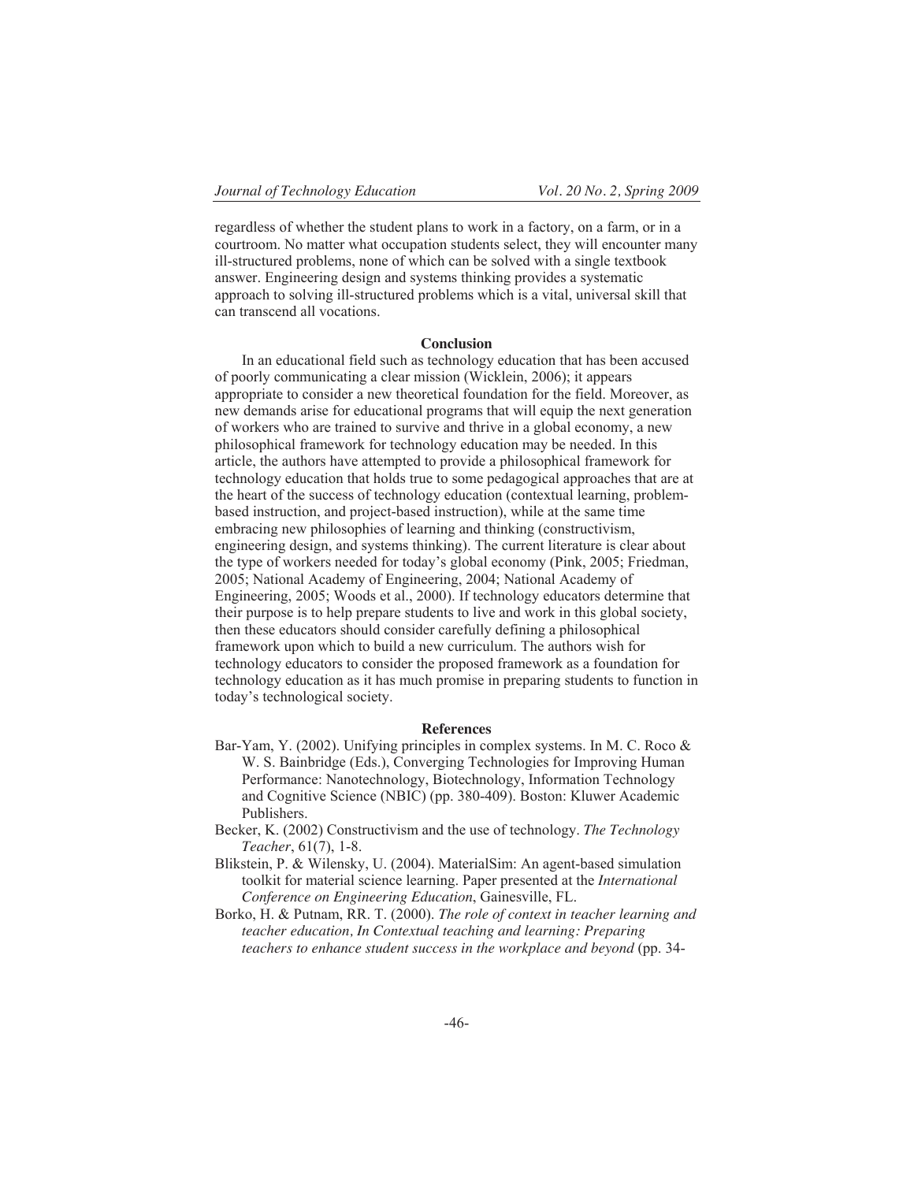regardless of whether the student plans to work in a factory, on a farm, or in a courtroom. No matter what occupation students select, they will encounter many ill-structured problems, none of which can be solved with a single textbook answer. Engineering design and systems thinking provides a systematic approach to solving ill-structured problems which is a vital, universal skill that can transcend all vocations.

## Conclusion

In an educational field such as technology education that has been accused of poorly communicating a clear mission (Wicklein, 2006); it appears appropriate to consider a new theoretical foundation for the field. Moreover, as new demands arise for educational programs that will equip the next generation of workers who are trained to survive and thrive in a global economy, a new philosophical framework for technology education may be needed. In this article, the authors have attempted to provide a philosophical framework for technology education that holds true to some pedagogical approaches that are at the heart of the success of technology education (contextual learning, problem-based instruction, and project-based instruction), while at the same time embracing new philosophies of learning and thinking (constructivism, engineering design, and systems thinking). The current literature is clear about the type of workers needed for today's global economy (Pink, 2005; Friedman, 2005; National Academy of Engineering, 2004; National Academy of Engineering, 2005; Woods et al., 2000). If technology educators determine that their purpose is to help prepare students to live and work in this global society, then these educators should consider carefully defining a philosophical framework upon which to build a new curriculum. The authors wish for technology educators to consider the proposed framework as a foundation for technology education as it has much promise in preparing students to function in today's technological society.

## References

Bar-Yam, Y. (2002). Unifying principles in complex systems. In M. C. Roco & W. S. Bainbridge (Eds.), Converging Technologies for Improving Human Performance: Nanotechnology, Biotechnology, Information Technology and Cognitive Science (NBIC) (pp. 380-409). Boston: Kluwer Academic Publishers.

Becker, K. (2002) Constructivism and the use of technology. *The Technology Teacher*, 61(7), 1-8.

Blikstein, P. & Wilensky, U. (2004). MaterialSim: An agent-based simulation toolkit for material science learning. Paper presented at the *International Conference on Engineering Education*, Gainesville, FL.

Borko, H. & Putnam, RR. T. (2000). *The role of context in teacher learning and teacher education, In Contextual teaching and learning: Preparing teachers to enhance student success in the workplace and beyond* (pp. 34-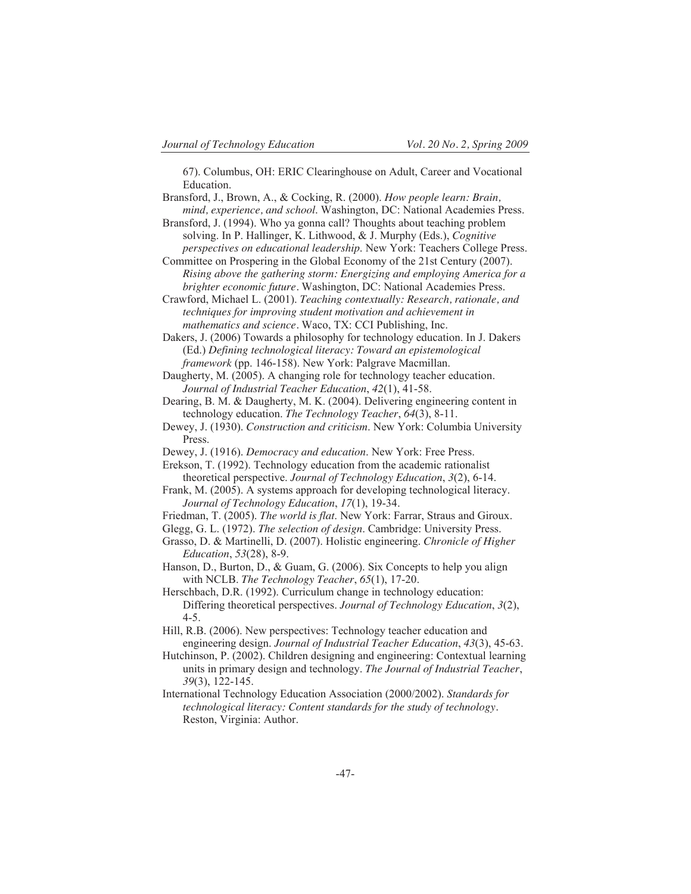67). Columbus, OH: ERIC Clearinghouse on Adult, Career and Vocational Education.

Bransford, J., Brown, A., & Cocking, R. (2000). *How people learn: Brain, mind, experience, and school*. Washington, DC: National Academies Press.

Bransford, J. (1994). Who ya gonna call? Thoughts about teaching problem solving. In P. Hallinger, K. Lithwood, & J. Murphy (Eds.), *Cognitive perspectives on educational leadership*. New York: Teachers College Press.

Committee on Prospering in the Global Economy of the 21st Century (2007). *Rising above the gathering storm: Energizing and employing America for a brighter economic future*. Washington, DC: National Academies Press.

Crawford, Michael L. (2001). *Teaching contextually: Research, rationale, and techniques for improving student motivation and achievement in mathematics and science*. Waco, TX: CCI Publishing, Inc.

Dakers, J. (2006) Towards a philosophy for technology education. In J. Dakers (Ed.) *Defining technological literacy: Toward an epistemological framework* (pp. 146-158). New York: Palgrave Macmillan.

Daugherty, M. (2005). A changing role for technology teacher education. *Journal of Industrial Teacher Education*, *42*(1), 41-58.

Dearing, B. M. & Daugherty, M. K. (2004). Delivering engineering content in technology education. *The Technology Teacher*, *64*(3), 8-11.

Dewey, J. (1930). *Construction and criticism*. New York: Columbia University Press.

Dewey, J. (1916). *Democracy and education*. New York: Free Press.

Erekson, T. (1992). Technology education from the academic rationalist theoretical perspective. *Journal of Technology Education*, *3*(2), 6-14.

Frank, M. (2005). A systems approach for developing technological literacy. *Journal of Technology Education*, *17*(1), 19-34.

Friedman, T. (2005). *The world is flat*. New York: Farrar, Straus and Giroux.

Glegg, G. L. (1972). *The selection of design*. Cambridge: University Press.

Grasso, D. & Martinelli, D. (2007). Holistic engineering. *Chronicle of Higher Education*, *53*(28), 8-9.

Hanson, D., Burton, D., & Guam, G. (2006). Six Concepts to help you align with NCLB. *The Technology Teacher*, *65*(1), 17-20.

Herschbach, D.R. (1992). Curriculum change in technology education: Differing theoretical perspectives. *Journal of Technology Education*, *3*(2), 4-5.

Hill, R.B. (2006). New perspectives: Technology teacher education and engineering design. *Journal of Industrial Teacher Education*, *43*(3), 45-63.

Hutchinson, P. (2002). Children designing and engineering: Contextual learning units in primary design and technology. *The Journal of Industrial Teacher*, *39*(3), 122-145.

International Technology Education Association (2000/2002). *Standards for technological literacy: Content standards for the study of technology*. Reston, Virginia: Author.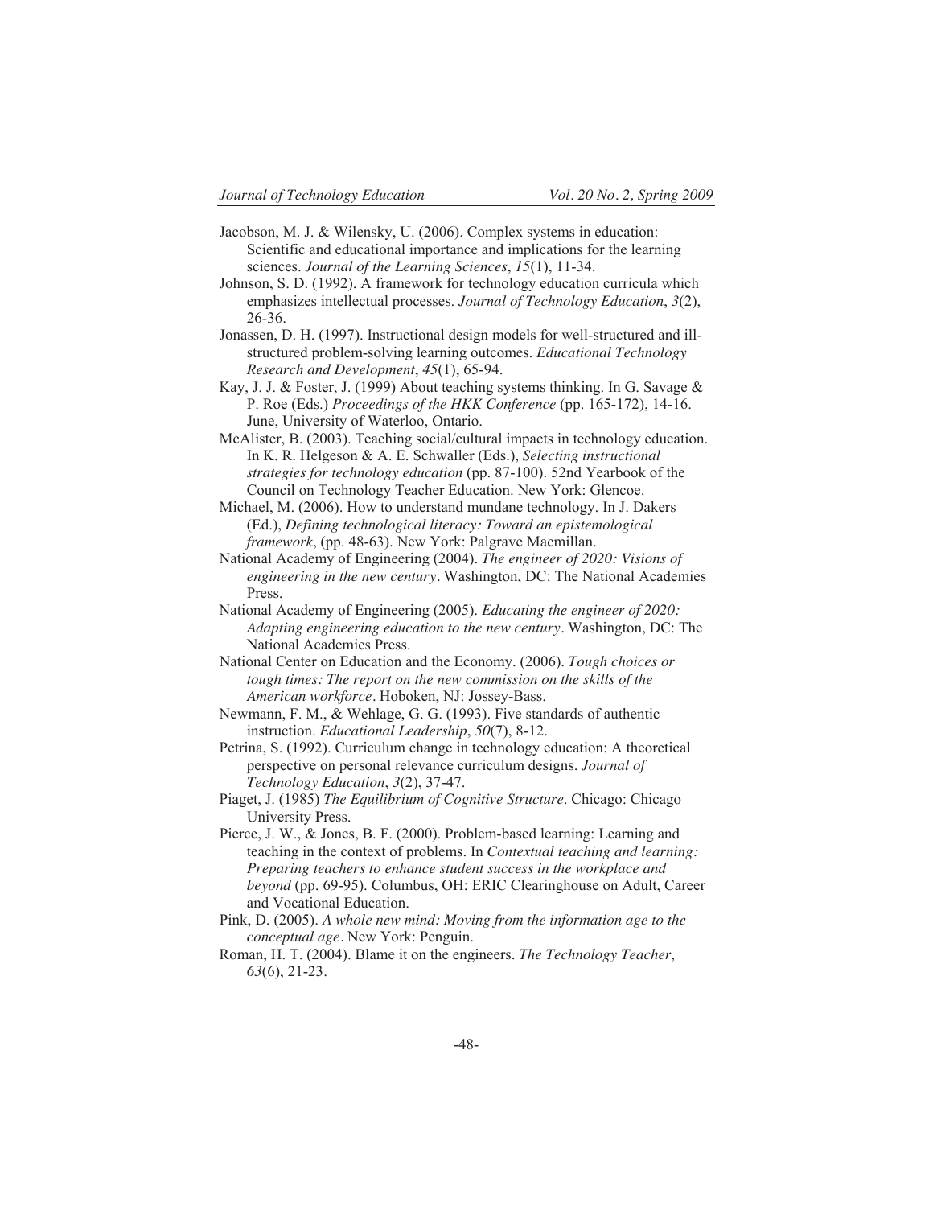Jacobson, M. J. & Wilensky, U. (2006). Complex systems in education: Scientific and educational importance and implications for the learning sciences. *Journal of the Learning Sciences*, *15*(1), 11-34.

Johnson, S. D. (1992). A framework for technology education curricula which emphasizes intellectual processes. *Journal of Technology Education*, *3*(2), 26-36.

Jonassen, D. H. (1997). Instructional design models for well-structured and ill-structured problem-solving learning outcomes. *Educational Technology Research and Development*, *45*(1), 65-94.

Kay, J. J. & Foster, J. (1999) About teaching systems thinking. In G. Savage & P. Roe (Eds.) *Proceedings of the HKK Conference* (pp. 165-172), 14-16. June, University of Waterloo, Ontario.

McAlister, B. (2003). Teaching social/cultural impacts in technology education. In K. R. Helgeson & A. E. Schwaller (Eds.), *Selecting instructional strategies for technology education* (pp. 87-100). 52nd Yearbook of the Council on Technology Teacher Education. New York: Glencoe.

Michael, M. (2006). How to understand mundane technology. In J. Dakers (Ed.), *Defining technological literacy: Toward an epistemological framework*, (pp. 48-63). New York: Palgrave Macmillan.

National Academy of Engineering (2004). *The engineer of 2020: Visions of engineering in the new century*. Washington, DC: The National Academies Press.

National Academy of Engineering (2005). *Educating the engineer of 2020: Adapting engineering education to the new century*. Washington, DC: The National Academies Press.

National Center on Education and the Economy. (2006). *Tough choices or tough times: The report on the new commission on the skills of the American workforce*. Hoboken, NJ: Jossey-Bass.

Newmann, F. M., & Wehlage, G. G. (1993). Five standards of authentic instruction. *Educational Leadership*, *50*(7), 8-12.

Petrina, S. (1992). Curriculum change in technology education: A theoretical perspective on personal relevance curriculum designs. *Journal of Technology Education*, *3*(2), 37-47.

Piaget, J. (1985) *The Equilibrium of Cognitive Structure*. Chicago: Chicago University Press.

Pierce, J. W., & Jones, B. F. (2000). Problem-based learning: Learning and teaching in the context of problems. In *Contextual teaching and learning: Preparing teachers to enhance student success in the workplace and beyond* (pp. 69-95). Columbus, OH: ERIC Clearinghouse on Adult, Career and Vocational Education.

Pink, D. (2005). *A whole new mind: Moving from the information age to the conceptual age*. New York: Penguin.

Roman, H. T. (2004). Blame it on the engineers. *The Technology Teacher*, *63*(6), 21-23.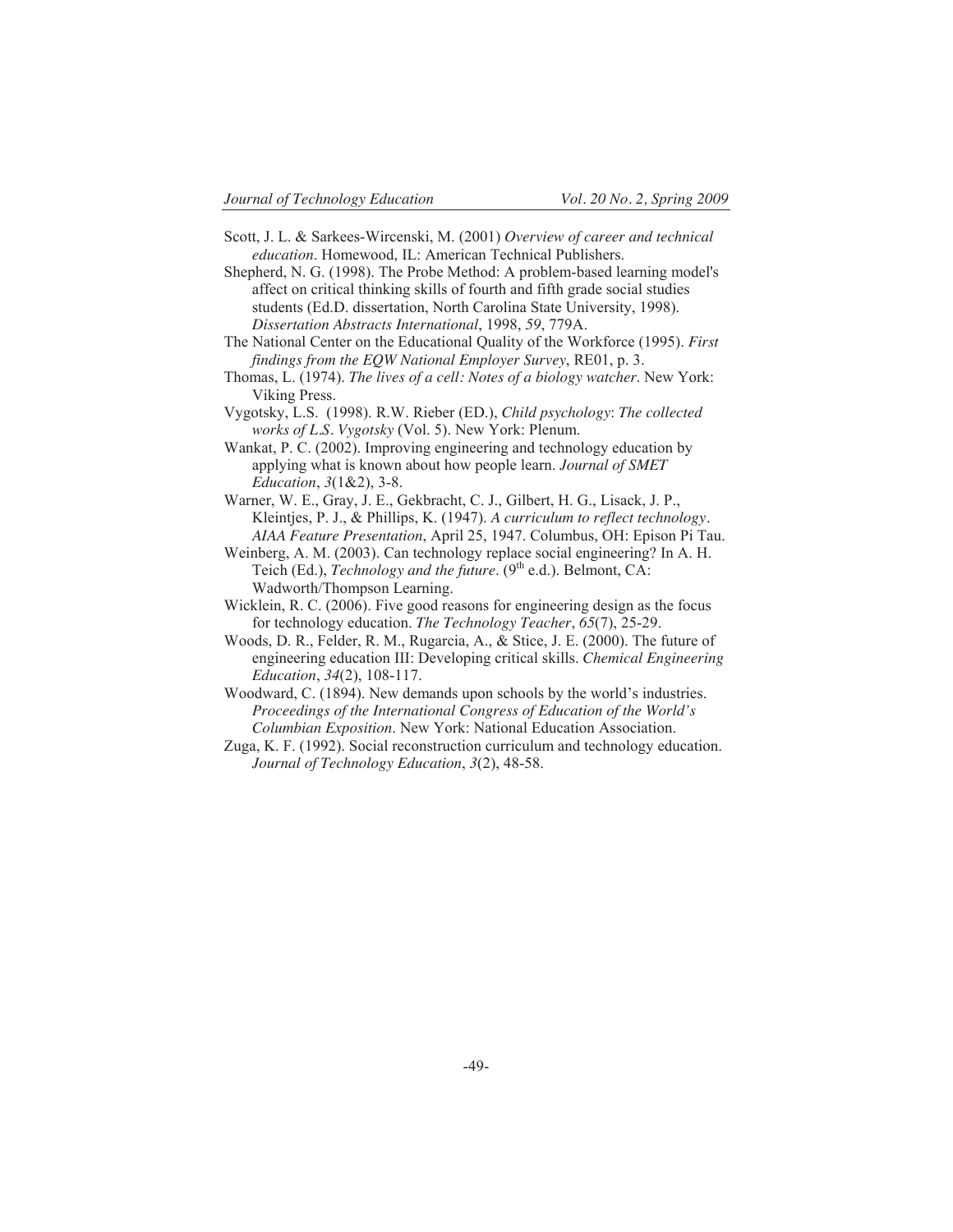Scott, J. L. & Sarkees-Wircenski, M. (2001) *Overview of career and technical education*. Homewood, IL: American Technical Publishers.

Shepherd, N. G. (1998). The Probe Method: A problem-based learning model's affect on critical thinking skills of fourth and fifth grade social studies students (Ed.D. dissertation, North Carolina State University, 1998). *Dissertation Abstracts International*, 1998, *59*, 779A.

The National Center on the Educational Quality of the Workforce (1995). *First findings from the EQW National Employer Survey*, RE01, p. 3.

Thomas, L. (1974). *The lives of a cell: Notes of a biology watcher*. New York: Viking Press.

Vygotsky, L.S. (1998). R.W. Rieber (ED.), *Child psychology*: *The collected works of L.S. Vygotsky* (Vol. 5). New York: Plenum.

Wankat, P. C. (2002). Improving engineering and technology education by applying what is known about how people learn. *Journal of SMET Education*, *3*(1&2), 3-8.

Warner, W. E., Gray, J. E., Gekbracht, C. J., Gilbert, H. G., Lisack, J. P., Kleintjes, P. J., & Phillips, K. (1947). *A curriculum to reflect technology*. *AIAA Feature Presentation*, April 25, 1947. Columbus, OH: Epison Pi Tau.

Weinberg, A. M. (2003). Can technology replace social engineering? In A. H. Teich (Ed.), *Technology and the future*. (9th e.d.). Belmont, CA: Wadworth/Thompson Learning.

Wicklein, R. C. (2006). Five good reasons for engineering design as the focus for technology education. *The Technology Teacher*, *65*(7), 25-29.

Woods, D. R., Felder, R. M., Rugarcia, A., & Stice, J. E. (2000). The future of engineering education III: Developing critical skills. *Chemical Engineering Education*, *34*(2), 108-117.

Woodward, C. (1894). New demands upon schools by the world's industries. *Proceedings of the International Congress of Education of the World's Columbian Exposition*. New York: National Education Association.

Zuga, K. F. (1992). Social reconstruction curriculum and technology education. *Journal of Technology Education*, *3*(2), 48-58.